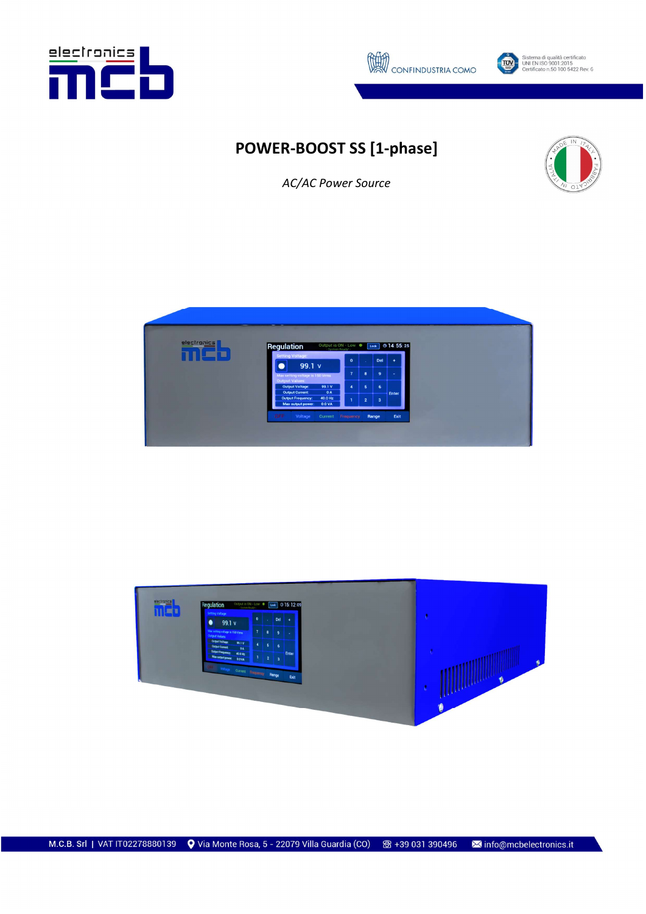# POWER-BOOST SS [1-phase]

*AC/AC Power Source*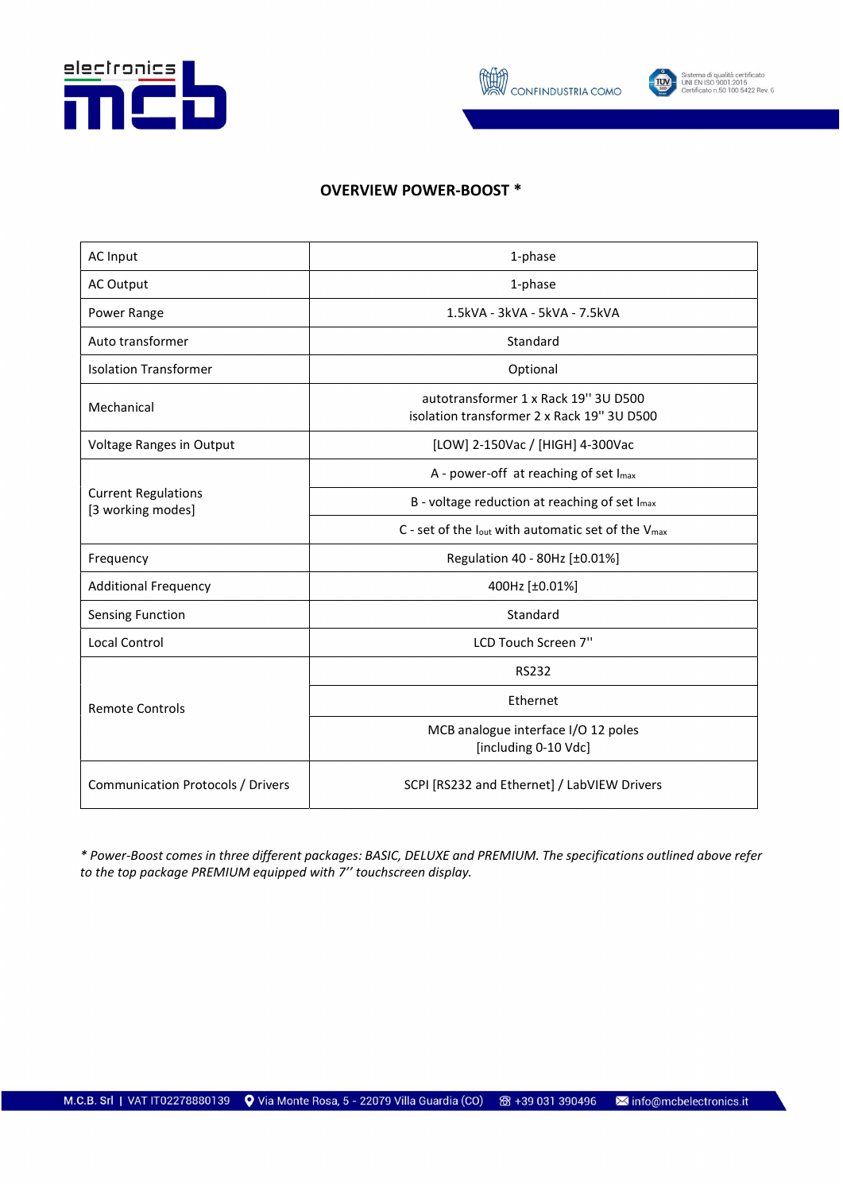## OVERVIEW POWER-BOOST *

| | |
|---|---|
| AC Input | 1-phase |
| AC Output | 1-phase |
| Power Range | 1.5kVA - 3kVA - 5kVA - 7.5kVA |
| Auto transformer | Standard |
| Isolation Transformer | Optional |
| Mechanical | autotransformer 1 x Rack 19'' 3U D500<br>isolation transformer 2 x Rack 19'' 3U D500 |
| Voltage Ranges in Output | [LOW] 2-150Vac / [HIGH] 4-300Vac |
| Current Regulations<br>[3 working modes] | A - power-off at reaching of set $I_{max}$ |
| | B - voltage reduction at reaching of set $I_{max}$ |
| | C - set of the $I_{out}$ with automatic set of the $V_{max}$ |
| Frequency | Regulation 40 - 80Hz [±0.01%] |
| Additional Frequency | 400Hz [±0.01%] |
| Sensing Function | Standard |
| Local Control | LCD Touch Screen 7'' |
| Remote Controls | RS232 |
| | Ethernet |
| | MCB analogue interface I/O 12 poles<br>[including 0-10 Vdc] |
| Communication Protocols / Drivers | SCPI [RS232 and Ethernet] / LabVIEW Drivers |

*\* Power-Boost comes in three different packages: BASIC, DELUXE and PREMIUM. The specifications outlined above refer to the top package PREMIUM equipped with 7'' touchscreen display.*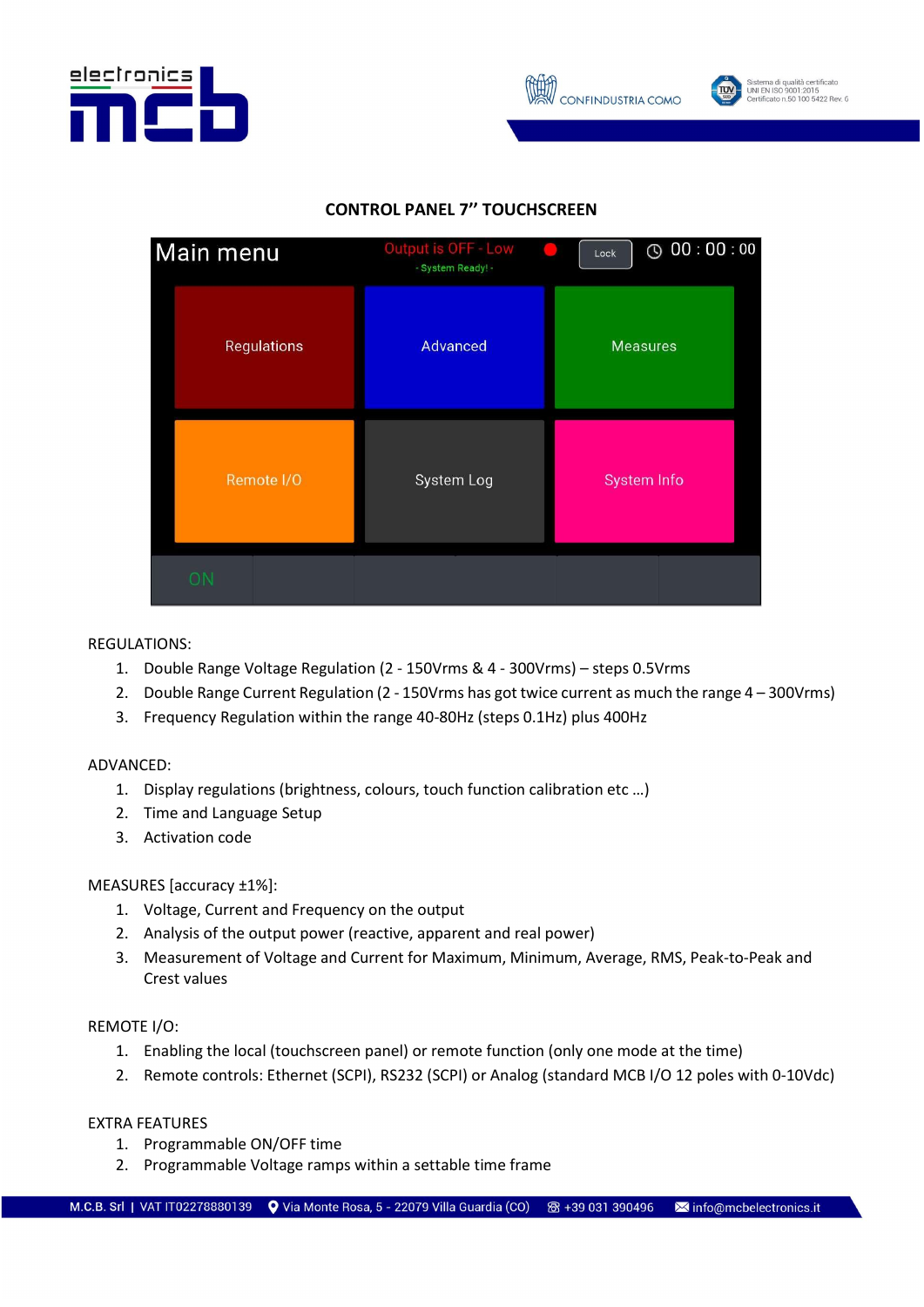## CONTROL PANEL 7'' TOUCHSCREEN

REGULATIONS:

1. Double Range Voltage Regulation (2 - 150Vrms & 4 - 300Vrms) – steps 0.5Vrms
2. Double Range Current Regulation (2 - 150Vrms has got twice current as much the range 4 – 300Vrms)
3. Frequency Regulation within the range 40-80Hz (steps 0.1Hz) plus 400Hz

ADVANCED:

1. Display regulations (brightness, colours, touch function calibration etc …)
2. Time and Language Setup
3. Activation code

MEASURES [accuracy ±1%]:

1. Voltage, Current and Frequency on the output
2. Analysis of the output power (reactive, apparent and real power)
3. Measurement of Voltage and Current for Maximum, Minimum, Average, RMS, Peak-to-Peak and Crest values

REMOTE I/O:

1. Enabling the local (touchscreen panel) or remote function (only one mode at the time)
2. Remote controls: Ethernet (SCPI), RS232 (SCPI) or Analog (standard MCB I/O 12 poles with 0-10Vdc)

EXTRA FEATURES

1. Programmable ON/OFF time
2. Programmable Voltage ramps within a settable time frame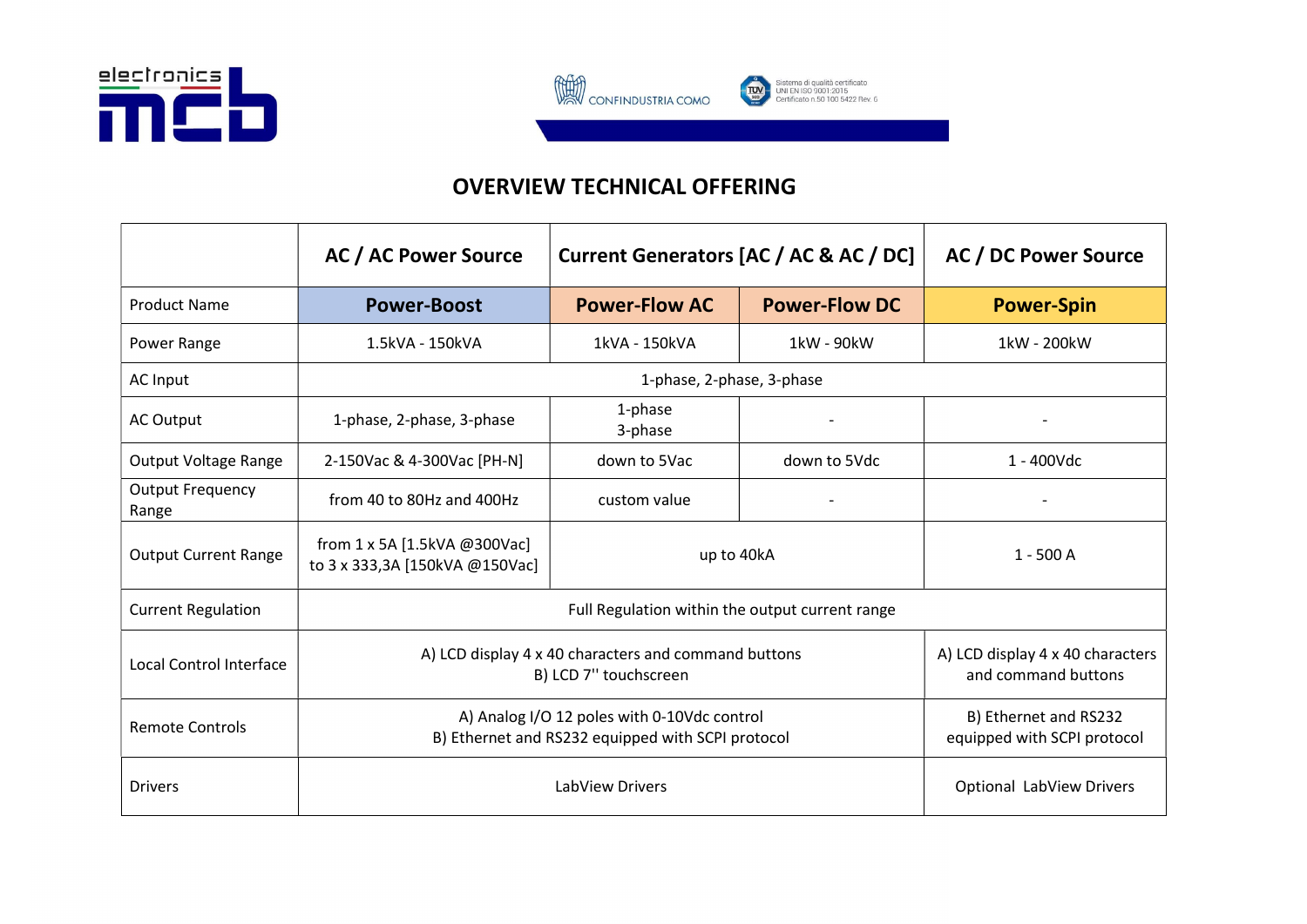# OVERVIEW TECHNICAL OFFERING

| | AC / AC Power Source | Current Generators [AC / AC & AC / DC] | | AC / DC Power Source |
|---|---|---|---|---|
| Product Name | **Power-Boost** | **Power-Flow AC** | **Power-Flow DC** | **Power-Spin** |
| Power Range | 1.5kVA - 150kVA | 1kVA - 150kVA | 1kW - 90kW | 1kW - 200kW |
| AC Input | 1-phase, 2-phase, 3-phase | | | |
| AC Output | 1-phase, 2-phase, 3-phase | 1-phase<br>3-phase | - | - |
| Output Voltage Range | 2-150Vac & 4-300Vac [PH-N] | down to 5Vac | down to 5Vdc | 1 - 400Vdc |
| Output Frequency Range | from 40 to 80Hz and 400Hz | custom value | - | - |
| Output Current Range | from 1 x 5A [1.5kVA @300Vac]<br>to 3 x 333,3A [150kVA @150Vac] | up to 40kA | | 1 - 500 A |
| Current Regulation | Full Regulation within the output current range | | | |
| Local Control Interface | A) LCD display 4 x 40 characters and command buttons<br>B) LCD 7'' touchscreen | | | A) LCD display 4 x 40 characters and command buttons |
| Remote Controls | A) Analog I/O 12 poles with 0-10Vdc control<br>B) Ethernet and RS232 equipped with SCPI protocol | | | B) Ethernet and RS232 equipped with SCPI protocol |
| Drivers | LabView Drivers | | | Optional LabView Drivers |